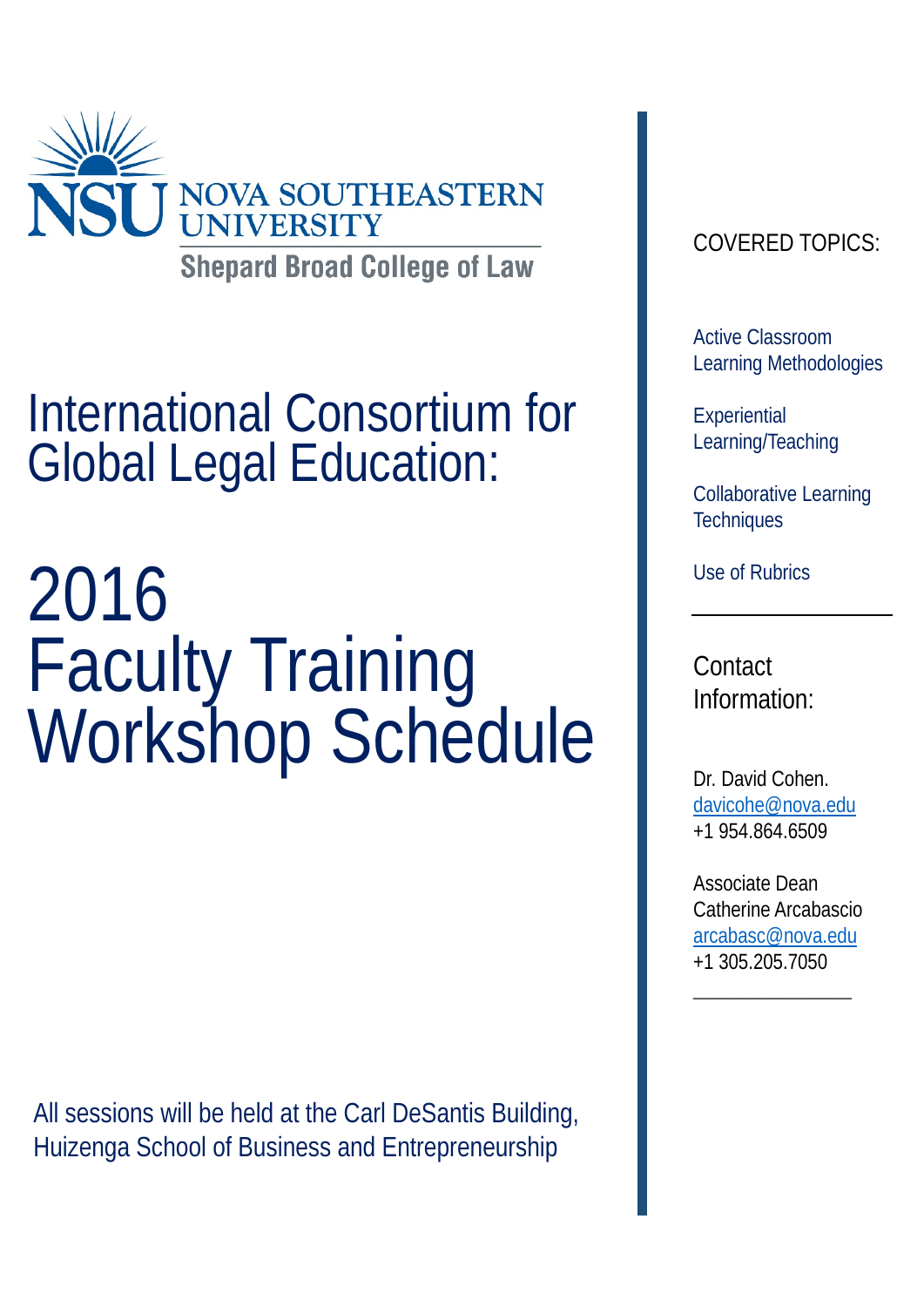NOVA SOUTHEASTERN UNIVERSITY

Shepard Broad College of Law

# International Consortium for Global Legal Education:

# 2016 Faculty Training Workshop Schedule

All sessions will be held at the Carl DeSantis Building, Huizenga School of Business and Entrepreneurship

COVERED TOPICS:

Active Classroom Learning Methodologies

Experiential Learning/Teaching

Collaborative Learning Techniques

Use of Rubrics

---

Contact Information:

Dr. David Cohen.
davicohe@nova.edu
+1 954.864.6509

Associate Dean
Catherine Arcabascio
arcabasc@nova.edu
+1 305.205.7050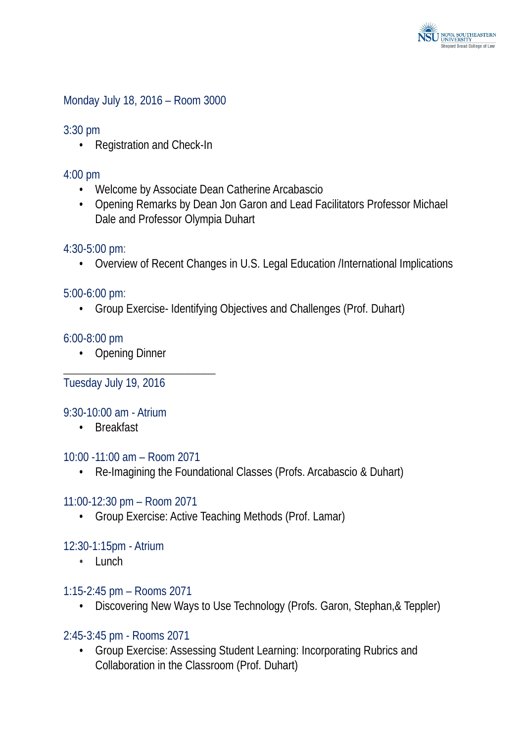## Monday July 18, 2016 – Room 3000

3:30 pm
- Registration and Check-In

4:00 pm
- Welcome by Associate Dean Catherine Arcabascio
- Opening Remarks by Dean Jon Garon and Lead Facilitators Professor Michael Dale and Professor Olympia Duhart

4:30-5:00 pm:
- Overview of Recent Changes in U.S. Legal Education /International Implications

5:00-6:00 pm:
- Group Exercise- Identifying Objectives and Challenges (Prof. Duhart)

6:00-8:00 pm
- Opening Dinner

---

## Tuesday July 19, 2016

9:30-10:00 am - Atrium
- Breakfast

10:00 -11:00 am – Room 2071
- Re-Imagining the Foundational Classes (Profs. Arcabascio & Duhart)

11:00-12:30 pm – Room 2071
- Group Exercise: Active Teaching Methods (Prof. Lamar)

12:30-1:15pm - Atrium
- Lunch

1:15-2:45 pm – Rooms 2071
- Discovering New Ways to Use Technology (Profs. Garon, Stephan,& Teppler)

2:45-3:45 pm - Rooms 2071
- Group Exercise: Assessing Student Learning: Incorporating Rubrics and Collaboration in the Classroom (Prof. Duhart)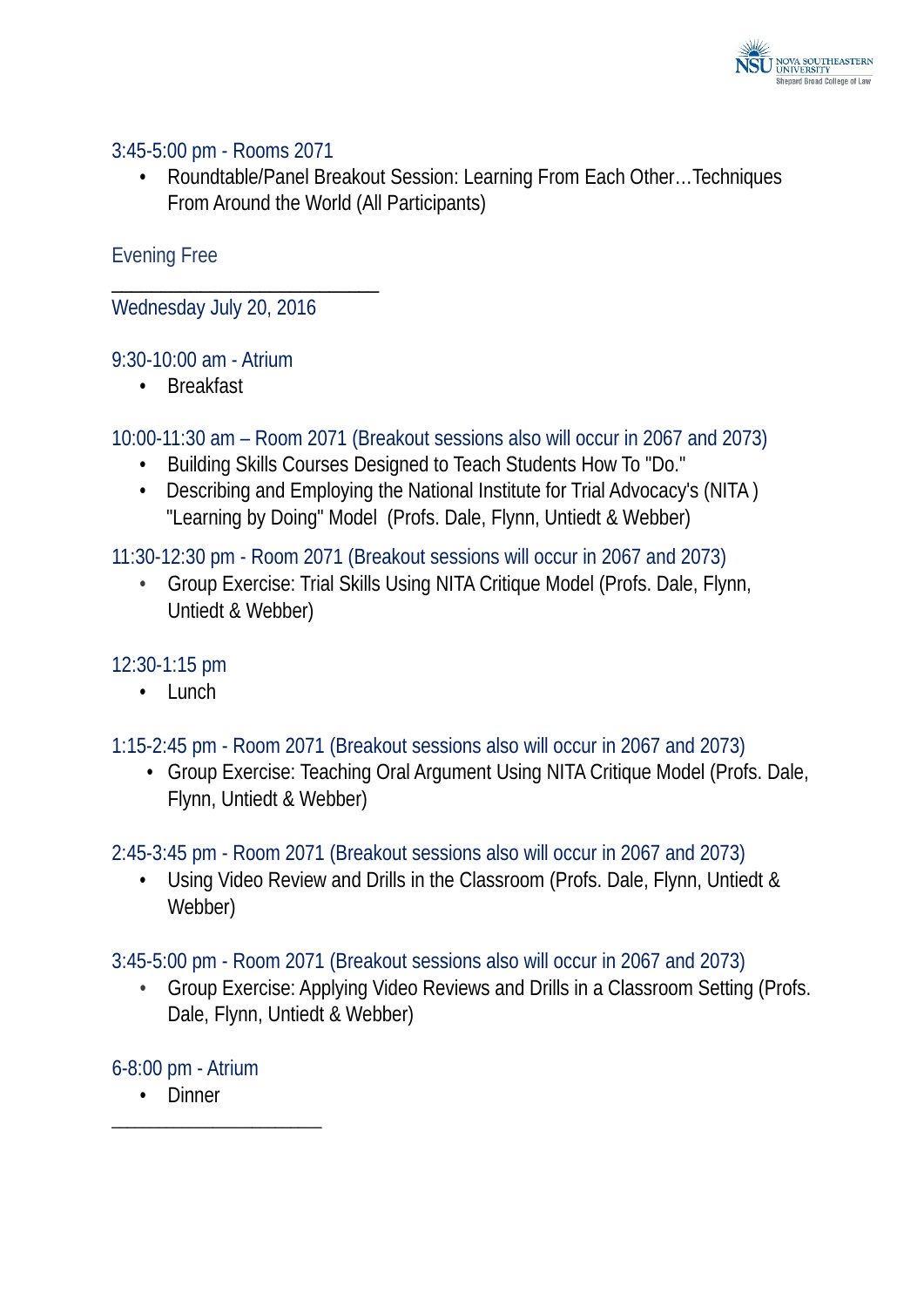3:45-5:00 pm - Rooms 2071

- Roundtable/Panel Breakout Session: Learning From Each Other…Techniques From Around the World (All Participants)

Evening Free

---

Wednesday July 20, 2016

9:30-10:00 am - Atrium

- Breakfast

10:00-11:30 am – Room 2071 (Breakout sessions also will occur in 2067 and 2073)

- Building Skills Courses Designed to Teach Students How To "Do."
- Describing and Employing the National Institute for Trial Advocacy's (NITA ) "Learning by Doing" Model (Profs. Dale, Flynn, Untiedt & Webber)

11:30-12:30 pm - Room 2071 (Breakout sessions will occur in 2067 and 2073)

- Group Exercise: Trial Skills Using NITA Critique Model (Profs. Dale, Flynn, Untiedt & Webber)

12:30-1:15 pm

- Lunch

1:15-2:45 pm - Room 2071 (Breakout sessions also will occur in 2067 and 2073)

- Group Exercise: Teaching Oral Argument Using NITA Critique Model (Profs. Dale, Flynn, Untiedt & Webber)

2:45-3:45 pm - Room 2071 (Breakout sessions also will occur in 2067 and 2073)

- Using Video Review and Drills in the Classroom (Profs. Dale, Flynn, Untiedt & Webber)

3:45-5:00 pm - Room 2071 (Breakout sessions also will occur in 2067 and 2073)

- Group Exercise: Applying Video Reviews and Drills in a Classroom Setting (Profs. Dale, Flynn, Untiedt & Webber)

6-8:00 pm - Atrium

- Dinner

---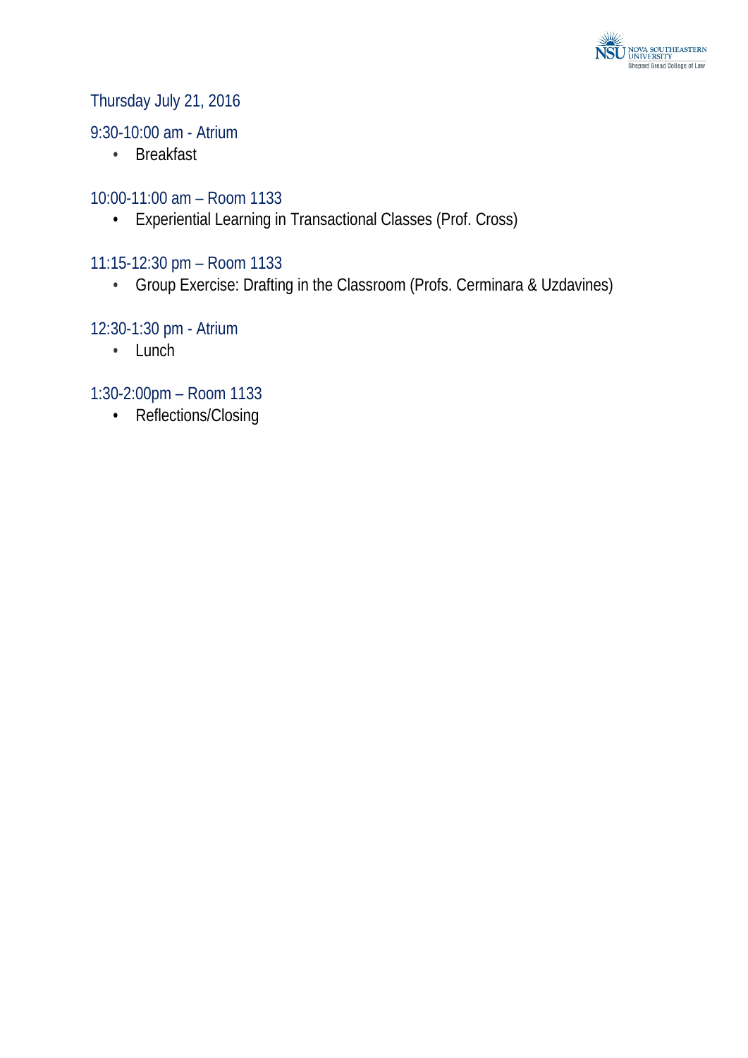## Thursday July 21, 2016

### 9:30-10:00 am - Atrium

- Breakfast

### 10:00-11:00 am – Room 1133

- Experiential Learning in Transactional Classes (Prof. Cross)

### 11:15-12:30 pm – Room 1133

- Group Exercise: Drafting in the Classroom (Profs. Cerminara & Uzdavines)

### 12:30-1:30 pm - Atrium

- Lunch

### 1:30-2:00pm – Room 1133

- Reflections/Closing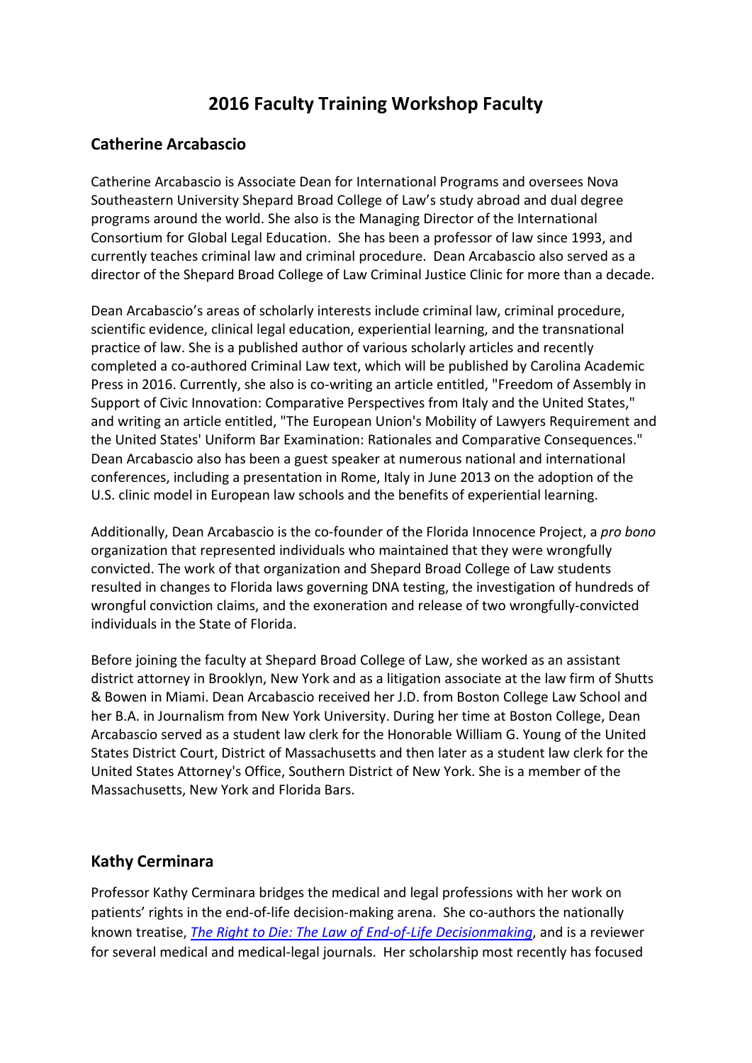# 2016 Faculty Training Workshop Faculty

## Catherine Arcabascio

Catherine Arcabascio is Associate Dean for International Programs and oversees Nova Southeastern University Shepard Broad College of Law's study abroad and dual degree programs around the world. She also is the Managing Director of the International Consortium for Global Legal Education. She has been a professor of law since 1993, and currently teaches criminal law and criminal procedure. Dean Arcabascio also served as a director of the Shepard Broad College of Law Criminal Justice Clinic for more than a decade.

Dean Arcabascio's areas of scholarly interests include criminal law, criminal procedure, scientific evidence, clinical legal education, experiential learning, and the transnational practice of law. She is a published author of various scholarly articles and recently completed a co-authored Criminal Law text, which will be published by Carolina Academic Press in 2016. Currently, she also is co-writing an article entitled, "Freedom of Assembly in Support of Civic Innovation: Comparative Perspectives from Italy and the United States," and writing an article entitled, "The European Union's Mobility of Lawyers Requirement and the United States' Uniform Bar Examination: Rationales and Comparative Consequences." Dean Arcabascio also has been a guest speaker at numerous national and international conferences, including a presentation in Rome, Italy in June 2013 on the adoption of the U.S. clinic model in European law schools and the benefits of experiential learning.

Additionally, Dean Arcabascio is the co-founder of the Florida Innocence Project, a *pro bono* organization that represented individuals who maintained that they were wrongfully convicted. The work of that organization and Shepard Broad College of Law students resulted in changes to Florida laws governing DNA testing, the investigation of hundreds of wrongful conviction claims, and the exoneration and release of two wrongfully-convicted individuals in the State of Florida.

Before joining the faculty at Shepard Broad College of Law, she worked as an assistant district attorney in Brooklyn, New York and as a litigation associate at the law firm of Shutts & Bowen in Miami. Dean Arcabascio received her J.D. from Boston College Law School and her B.A. in Journalism from New York University. During her time at Boston College, Dean Arcabascio served as a student law clerk for the Honorable William G. Young of the United States District Court, District of Massachusetts and then later as a student law clerk for the United States Attorney's Office, Southern District of New York. She is a member of the Massachusetts, New York and Florida Bars.

## Kathy Cerminara

Professor Kathy Cerminara bridges the medical and legal professions with her work on patients' rights in the end-of-life decision-making arena. She co-authors the nationally known treatise, *The Right to Die: The Law of End-of-Life Decisionmaking*, and is a reviewer for several medical and medical-legal journals. Her scholarship most recently has focused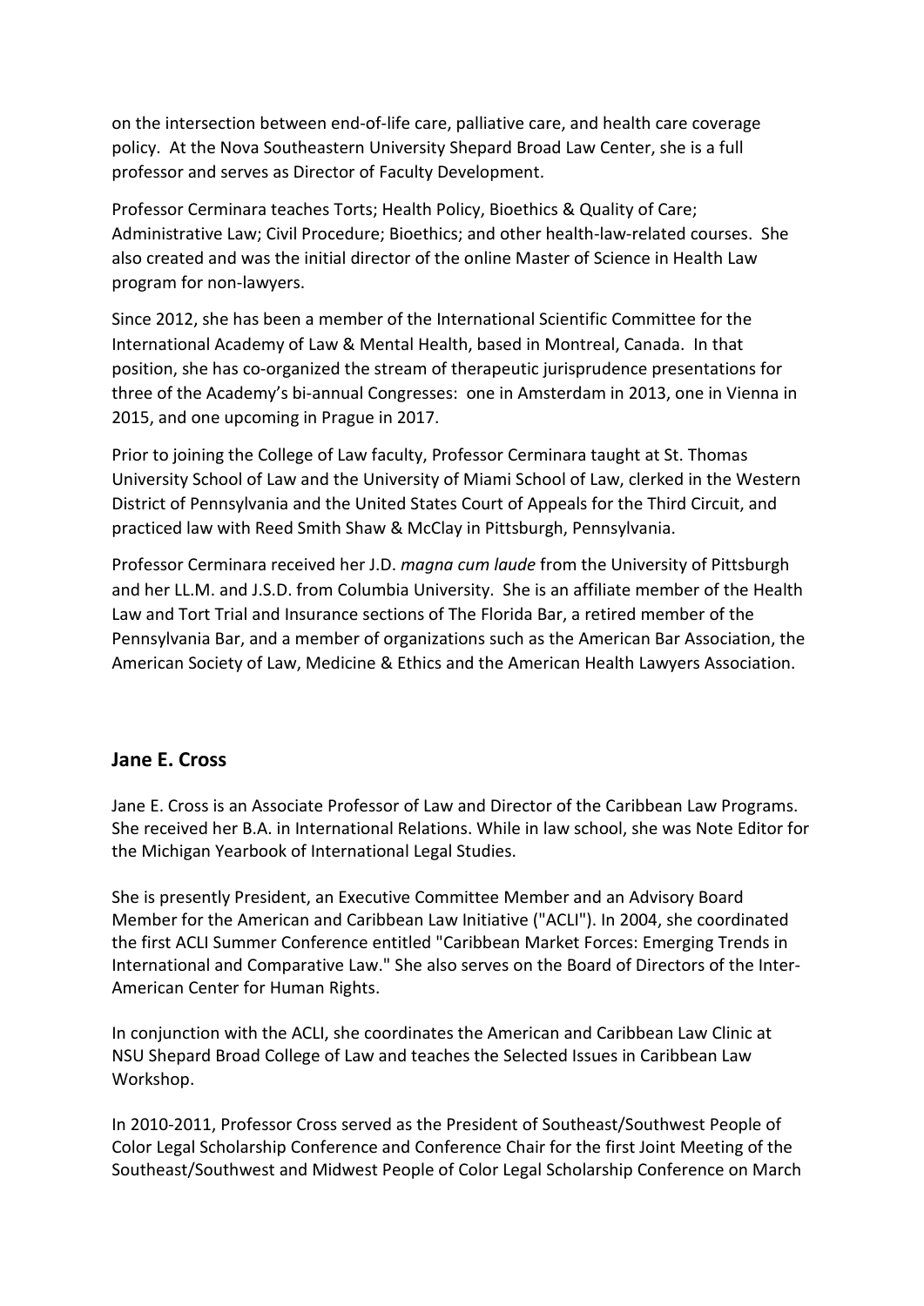on the intersection between end-of-life care, palliative care, and health care coverage policy. At the Nova Southeastern University Shepard Broad Law Center, she is a full professor and serves as Director of Faculty Development.

Professor Cerminara teaches Torts; Health Policy, Bioethics & Quality of Care; Administrative Law; Civil Procedure; Bioethics; and other health-law-related courses. She also created and was the initial director of the online Master of Science in Health Law program for non-lawyers.

Since 2012, she has been a member of the International Scientific Committee for the International Academy of Law & Mental Health, based in Montreal, Canada. In that position, she has co-organized the stream of therapeutic jurisprudence presentations for three of the Academy's bi-annual Congresses: one in Amsterdam in 2013, one in Vienna in 2015, and one upcoming in Prague in 2017.

Prior to joining the College of Law faculty, Professor Cerminara taught at St. Thomas University School of Law and the University of Miami School of Law, clerked in the Western District of Pennsylvania and the United States Court of Appeals for the Third Circuit, and practiced law with Reed Smith Shaw & McClay in Pittsburgh, Pennsylvania.

Professor Cerminara received her J.D. *magna cum laude* from the University of Pittsburgh and her LL.M. and J.S.D. from Columbia University. She is an affiliate member of the Health Law and Tort Trial and Insurance sections of The Florida Bar, a retired member of the Pennsylvania Bar, and a member of organizations such as the American Bar Association, the American Society of Law, Medicine & Ethics and the American Health Lawyers Association.

## Jane E. Cross

Jane E. Cross is an Associate Professor of Law and Director of the Caribbean Law Programs. She received her B.A. in International Relations. While in law school, she was Note Editor for the Michigan Yearbook of International Legal Studies.

She is presently President, an Executive Committee Member and an Advisory Board Member for the American and Caribbean Law Initiative ("ACLI"). In 2004, she coordinated the first ACLI Summer Conference entitled "Caribbean Market Forces: Emerging Trends in International and Comparative Law." She also serves on the Board of Directors of the Inter-American Center for Human Rights.

In conjunction with the ACLI, she coordinates the American and Caribbean Law Clinic at NSU Shepard Broad College of Law and teaches the Selected Issues in Caribbean Law Workshop.

In 2010-2011, Professor Cross served as the President of Southeast/Southwest People of Color Legal Scholarship Conference and Conference Chair for the first Joint Meeting of the Southeast/Southwest and Midwest People of Color Legal Scholarship Conference on March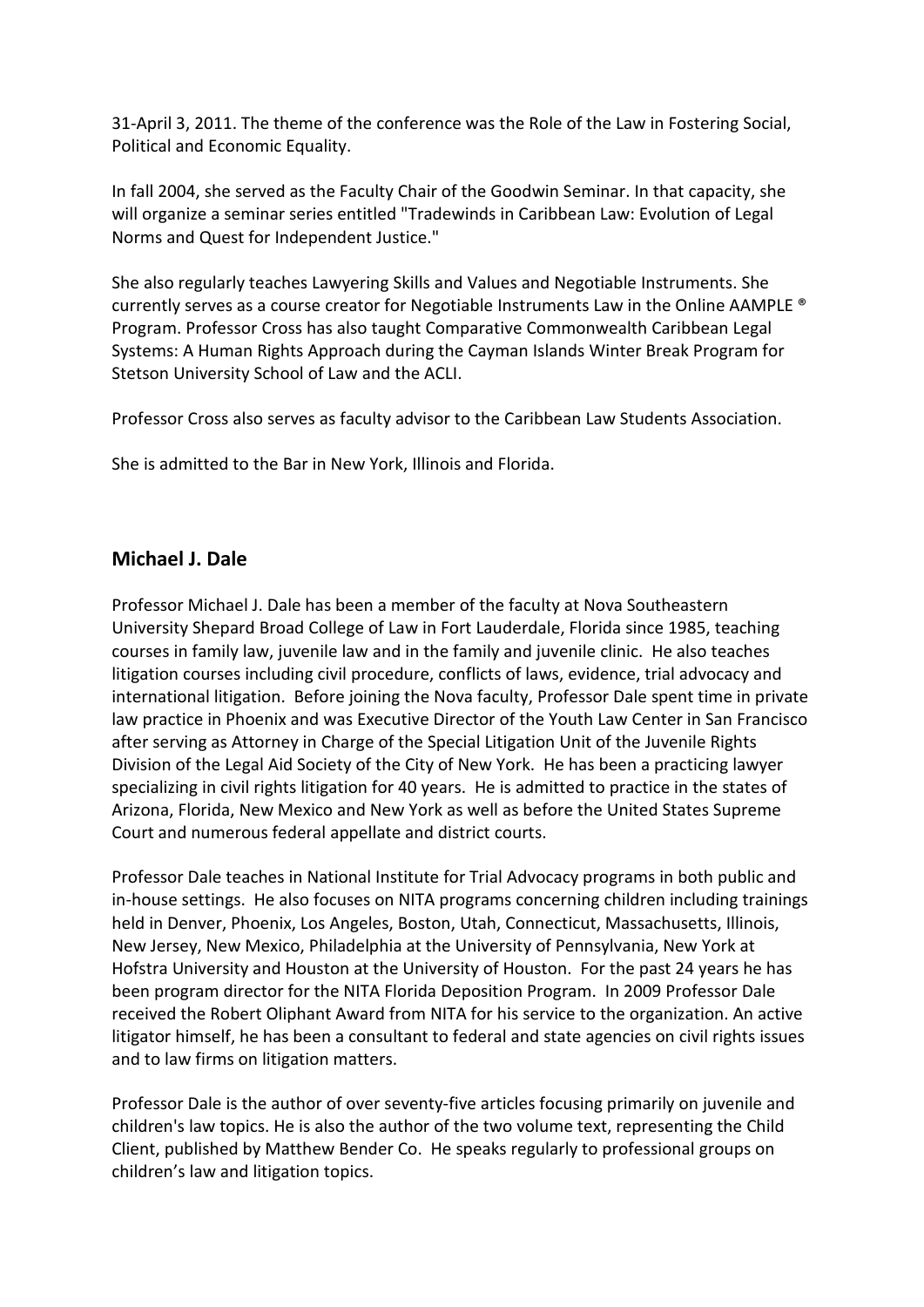31-April 3, 2011. The theme of the conference was the Role of the Law in Fostering Social, Political and Economic Equality.

In fall 2004, she served as the Faculty Chair of the Goodwin Seminar. In that capacity, she will organize a seminar series entitled "Tradewinds in Caribbean Law: Evolution of Legal Norms and Quest for Independent Justice."

She also regularly teaches Lawyering Skills and Values and Negotiable Instruments. She currently serves as a course creator for Negotiable Instruments Law in the Online AAMPLE ® Program. Professor Cross has also taught Comparative Commonwealth Caribbean Legal Systems: A Human Rights Approach during the Cayman Islands Winter Break Program for Stetson University School of Law and the ACLI.

Professor Cross also serves as faculty advisor to the Caribbean Law Students Association.

She is admitted to the Bar in New York, Illinois and Florida.

## Michael J. Dale

Professor Michael J. Dale has been a member of the faculty at Nova Southeastern University Shepard Broad College of Law in Fort Lauderdale, Florida since 1985, teaching courses in family law, juvenile law and in the family and juvenile clinic. He also teaches litigation courses including civil procedure, conflicts of laws, evidence, trial advocacy and international litigation. Before joining the Nova faculty, Professor Dale spent time in private law practice in Phoenix and was Executive Director of the Youth Law Center in San Francisco after serving as Attorney in Charge of the Special Litigation Unit of the Juvenile Rights Division of the Legal Aid Society of the City of New York. He has been a practicing lawyer specializing in civil rights litigation for 40 years. He is admitted to practice in the states of Arizona, Florida, New Mexico and New York as well as before the United States Supreme Court and numerous federal appellate and district courts.

Professor Dale teaches in National Institute for Trial Advocacy programs in both public and in-house settings. He also focuses on NITA programs concerning children including trainings held in Denver, Phoenix, Los Angeles, Boston, Utah, Connecticut, Massachusetts, Illinois, New Jersey, New Mexico, Philadelphia at the University of Pennsylvania, New York at Hofstra University and Houston at the University of Houston. For the past 24 years he has been program director for the NITA Florida Deposition Program. In 2009 Professor Dale received the Robert Oliphant Award from NITA for his service to the organization. An active litigator himself, he has been a consultant to federal and state agencies on civil rights issues and to law firms on litigation matters.

Professor Dale is the author of over seventy-five articles focusing primarily on juvenile and children's law topics. He is also the author of the two volume text, representing the Child Client, published by Matthew Bender Co. He speaks regularly to professional groups on children's law and litigation topics.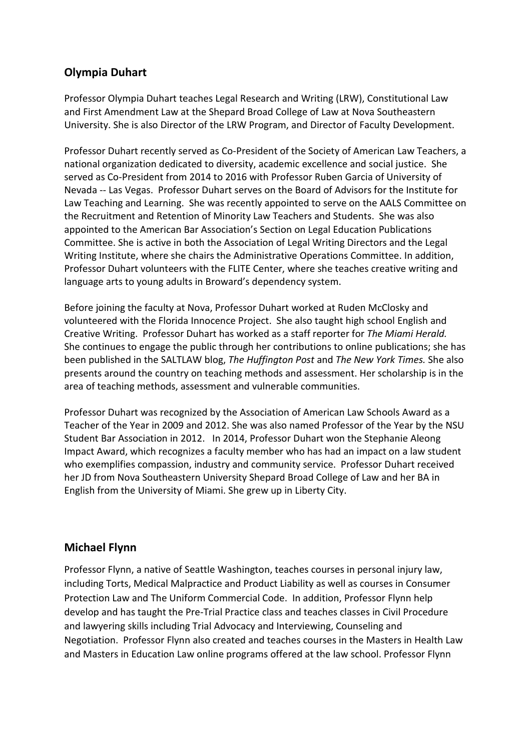## Olympia Duhart

Professor Olympia Duhart teaches Legal Research and Writing (LRW), Constitutional Law and First Amendment Law at the Shepard Broad College of Law at Nova Southeastern University. She is also Director of the LRW Program, and Director of Faculty Development.

Professor Duhart recently served as Co-President of the Society of American Law Teachers, a national organization dedicated to diversity, academic excellence and social justice. She served as Co-President from 2014 to 2016 with Professor Ruben Garcia of University of Nevada -- Las Vegas. Professor Duhart serves on the Board of Advisors for the Institute for Law Teaching and Learning. She was recently appointed to serve on the AALS Committee on the Recruitment and Retention of Minority Law Teachers and Students. She was also appointed to the American Bar Association's Section on Legal Education Publications Committee. She is active in both the Association of Legal Writing Directors and the Legal Writing Institute, where she chairs the Administrative Operations Committee. In addition, Professor Duhart volunteers with the FLITE Center, where she teaches creative writing and language arts to young adults in Broward's dependency system.

Before joining the faculty at Nova, Professor Duhart worked at Ruden McClosky and volunteered with the Florida Innocence Project. She also taught high school English and Creative Writing. Professor Duhart has worked as a staff reporter for *The Miami Herald.* She continues to engage the public through her contributions to online publications; she has been published in the SALTLAW blog, *The Huffington Post* and *The New York Times.* She also presents around the country on teaching methods and assessment. Her scholarship is in the area of teaching methods, assessment and vulnerable communities.

Professor Duhart was recognized by the Association of American Law Schools Award as a Teacher of the Year in 2009 and 2012. She was also named Professor of the Year by the NSU Student Bar Association in 2012. In 2014, Professor Duhart won the Stephanie Aleong Impact Award, which recognizes a faculty member who has had an impact on a law student who exemplifies compassion, industry and community service. Professor Duhart received her JD from Nova Southeastern University Shepard Broad College of Law and her BA in English from the University of Miami. She grew up in Liberty City.

## Michael Flynn

Professor Flynn, a native of Seattle Washington, teaches courses in personal injury law, including Torts, Medical Malpractice and Product Liability as well as courses in Consumer Protection Law and The Uniform Commercial Code. In addition, Professor Flynn help develop and has taught the Pre-Trial Practice class and teaches classes in Civil Procedure and lawyering skills including Trial Advocacy and Interviewing, Counseling and Negotiation. Professor Flynn also created and teaches courses in the Masters in Health Law and Masters in Education Law online programs offered at the law school. Professor Flynn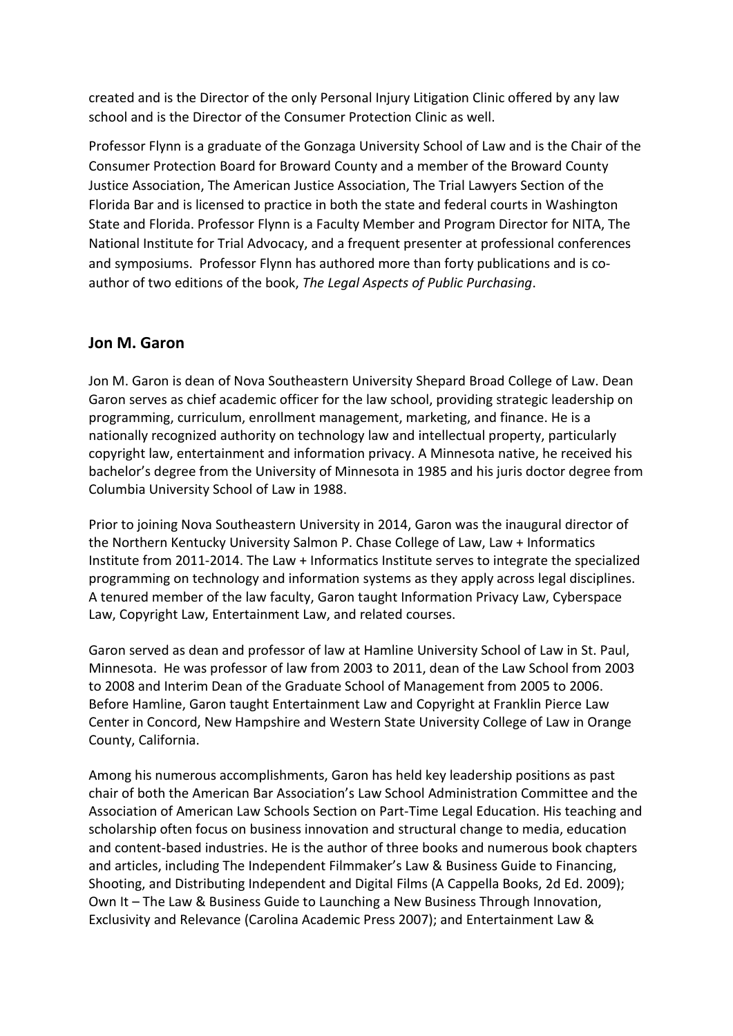created and is the Director of the only Personal Injury Litigation Clinic offered by any law school and is the Director of the Consumer Protection Clinic as well.

Professor Flynn is a graduate of the Gonzaga University School of Law and is the Chair of the Consumer Protection Board for Broward County and a member of the Broward County Justice Association, The American Justice Association, The Trial Lawyers Section of the Florida Bar and is licensed to practice in both the state and federal courts in Washington State and Florida. Professor Flynn is a Faculty Member and Program Director for NITA, The National Institute for Trial Advocacy, and a frequent presenter at professional conferences and symposiums. Professor Flynn has authored more than forty publications and is co-author of two editions of the book, *The Legal Aspects of Public Purchasing*.

## Jon M. Garon

Jon M. Garon is dean of Nova Southeastern University Shepard Broad College of Law. Dean Garon serves as chief academic officer for the law school, providing strategic leadership on programming, curriculum, enrollment management, marketing, and finance. He is a nationally recognized authority on technology law and intellectual property, particularly copyright law, entertainment and information privacy. A Minnesota native, he received his bachelor's degree from the University of Minnesota in 1985 and his juris doctor degree from Columbia University School of Law in 1988.

Prior to joining Nova Southeastern University in 2014, Garon was the inaugural director of the Northern Kentucky University Salmon P. Chase College of Law, Law + Informatics Institute from 2011-2014. The Law + Informatics Institute serves to integrate the specialized programming on technology and information systems as they apply across legal disciplines. A tenured member of the law faculty, Garon taught Information Privacy Law, Cyberspace Law, Copyright Law, Entertainment Law, and related courses.

Garon served as dean and professor of law at Hamline University School of Law in St. Paul, Minnesota. He was professor of law from 2003 to 2011, dean of the Law School from 2003 to 2008 and Interim Dean of the Graduate School of Management from 2005 to 2006. Before Hamline, Garon taught Entertainment Law and Copyright at Franklin Pierce Law Center in Concord, New Hampshire and Western State University College of Law in Orange County, California.

Among his numerous accomplishments, Garon has held key leadership positions as past chair of both the American Bar Association's Law School Administration Committee and the Association of American Law Schools Section on Part-Time Legal Education. His teaching and scholarship often focus on business innovation and structural change to media, education and content-based industries. He is the author of three books and numerous book chapters and articles, including The Independent Filmmaker's Law & Business Guide to Financing, Shooting, and Distributing Independent and Digital Films (A Cappella Books, 2d Ed. 2009); Own It – The Law & Business Guide to Launching a New Business Through Innovation, Exclusivity and Relevance (Carolina Academic Press 2007); and Entertainment Law &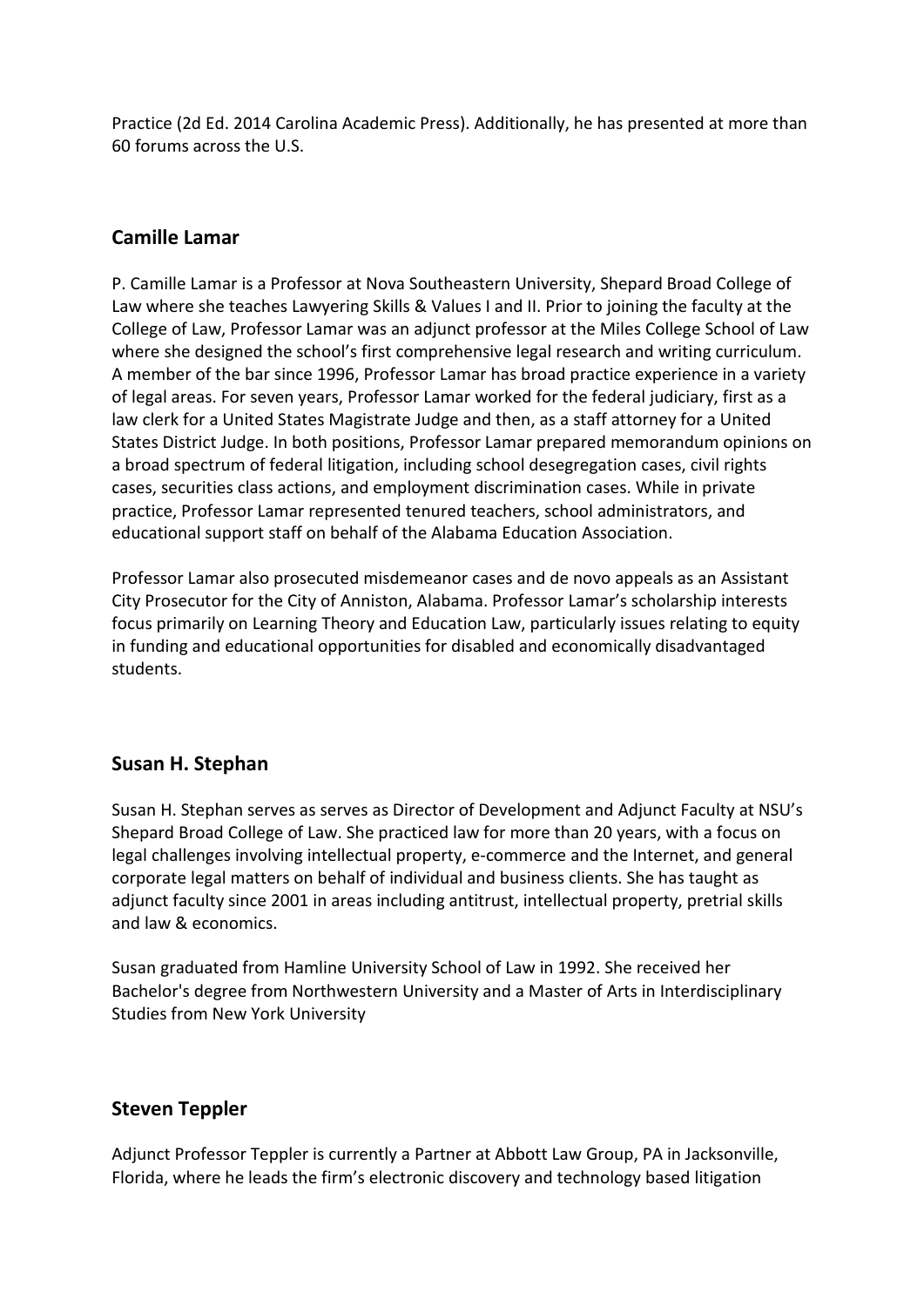Practice (2d Ed. 2014 Carolina Academic Press). Additionally, he has presented at more than 60 forums across the U.S.

## Camille Lamar

P. Camille Lamar is a Professor at Nova Southeastern University, Shepard Broad College of Law where she teaches Lawyering Skills & Values I and II. Prior to joining the faculty at the College of Law, Professor Lamar was an adjunct professor at the Miles College School of Law where she designed the school's first comprehensive legal research and writing curriculum. A member of the bar since 1996, Professor Lamar has broad practice experience in a variety of legal areas. For seven years, Professor Lamar worked for the federal judiciary, first as a law clerk for a United States Magistrate Judge and then, as a staff attorney for a United States District Judge. In both positions, Professor Lamar prepared memorandum opinions on a broad spectrum of federal litigation, including school desegregation cases, civil rights cases, securities class actions, and employment discrimination cases. While in private practice, Professor Lamar represented tenured teachers, school administrators, and educational support staff on behalf of the Alabama Education Association.

Professor Lamar also prosecuted misdemeanor cases and de novo appeals as an Assistant City Prosecutor for the City of Anniston, Alabama. Professor Lamar's scholarship interests focus primarily on Learning Theory and Education Law, particularly issues relating to equity in funding and educational opportunities for disabled and economically disadvantaged students.

## Susan H. Stephan

Susan H. Stephan serves as serves as Director of Development and Adjunct Faculty at NSU's Shepard Broad College of Law. She practiced law for more than 20 years, with a focus on legal challenges involving intellectual property, e-commerce and the Internet, and general corporate legal matters on behalf of individual and business clients. She has taught as adjunct faculty since 2001 in areas including antitrust, intellectual property, pretrial skills and law & economics.

Susan graduated from Hamline University School of Law in 1992. She received her Bachelor's degree from Northwestern University and a Master of Arts in Interdisciplinary Studies from New York University

## Steven Teppler

Adjunct Professor Teppler is currently a Partner at Abbott Law Group, PA in Jacksonville, Florida, where he leads the firm's electronic discovery and technology based litigation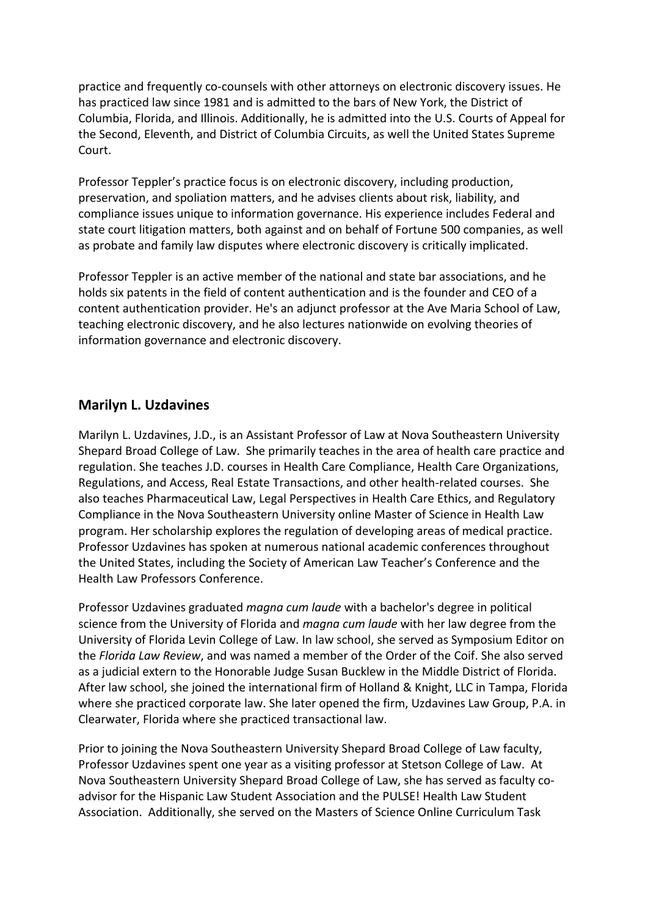practice and frequently co-counsels with other attorneys on electronic discovery issues. He has practiced law since 1981 and is admitted to the bars of New York, the District of Columbia, Florida, and Illinois. Additionally, he is admitted into the U.S. Courts of Appeal for the Second, Eleventh, and District of Columbia Circuits, as well the United States Supreme Court.

Professor Teppler's practice focus is on electronic discovery, including production, preservation, and spoliation matters, and he advises clients about risk, liability, and compliance issues unique to information governance. His experience includes Federal and state court litigation matters, both against and on behalf of Fortune 500 companies, as well as probate and family law disputes where electronic discovery is critically implicated.

Professor Teppler is an active member of the national and state bar associations, and he holds six patents in the field of content authentication and is the founder and CEO of a content authentication provider. He's an adjunct professor at the Ave Maria School of Law, teaching electronic discovery, and he also lectures nationwide on evolving theories of information governance and electronic discovery.

## Marilyn L. Uzdavines

Marilyn L. Uzdavines, J.D., is an Assistant Professor of Law at Nova Southeastern University Shepard Broad College of Law. She primarily teaches in the area of health care practice and regulation. She teaches J.D. courses in Health Care Compliance, Health Care Organizations, Regulations, and Access, Real Estate Transactions, and other health-related courses. She also teaches Pharmaceutical Law, Legal Perspectives in Health Care Ethics, and Regulatory Compliance in the Nova Southeastern University online Master of Science in Health Law program. Her scholarship explores the regulation of developing areas of medical practice. Professor Uzdavines has spoken at numerous national academic conferences throughout the United States, including the Society of American Law Teacher's Conference and the Health Law Professors Conference.

Professor Uzdavines graduated *magna cum laude* with a bachelor's degree in political science from the University of Florida and *magna cum laude* with her law degree from the University of Florida Levin College of Law. In law school, she served as Symposium Editor on the *Florida Law Review*, and was named a member of the Order of the Coif. She also served as a judicial extern to the Honorable Judge Susan Bucklew in the Middle District of Florida. After law school, she joined the international firm of Holland & Knight, LLC in Tampa, Florida where she practiced corporate law. She later opened the firm, Uzdavines Law Group, P.A. in Clearwater, Florida where she practiced transactional law.

Prior to joining the Nova Southeastern University Shepard Broad College of Law faculty, Professor Uzdavines spent one year as a visiting professor at Stetson College of Law. At Nova Southeastern University Shepard Broad College of Law, she has served as faculty co-advisor for the Hispanic Law Student Association and the PULSE! Health Law Student Association. Additionally, she served on the Masters of Science Online Curriculum Task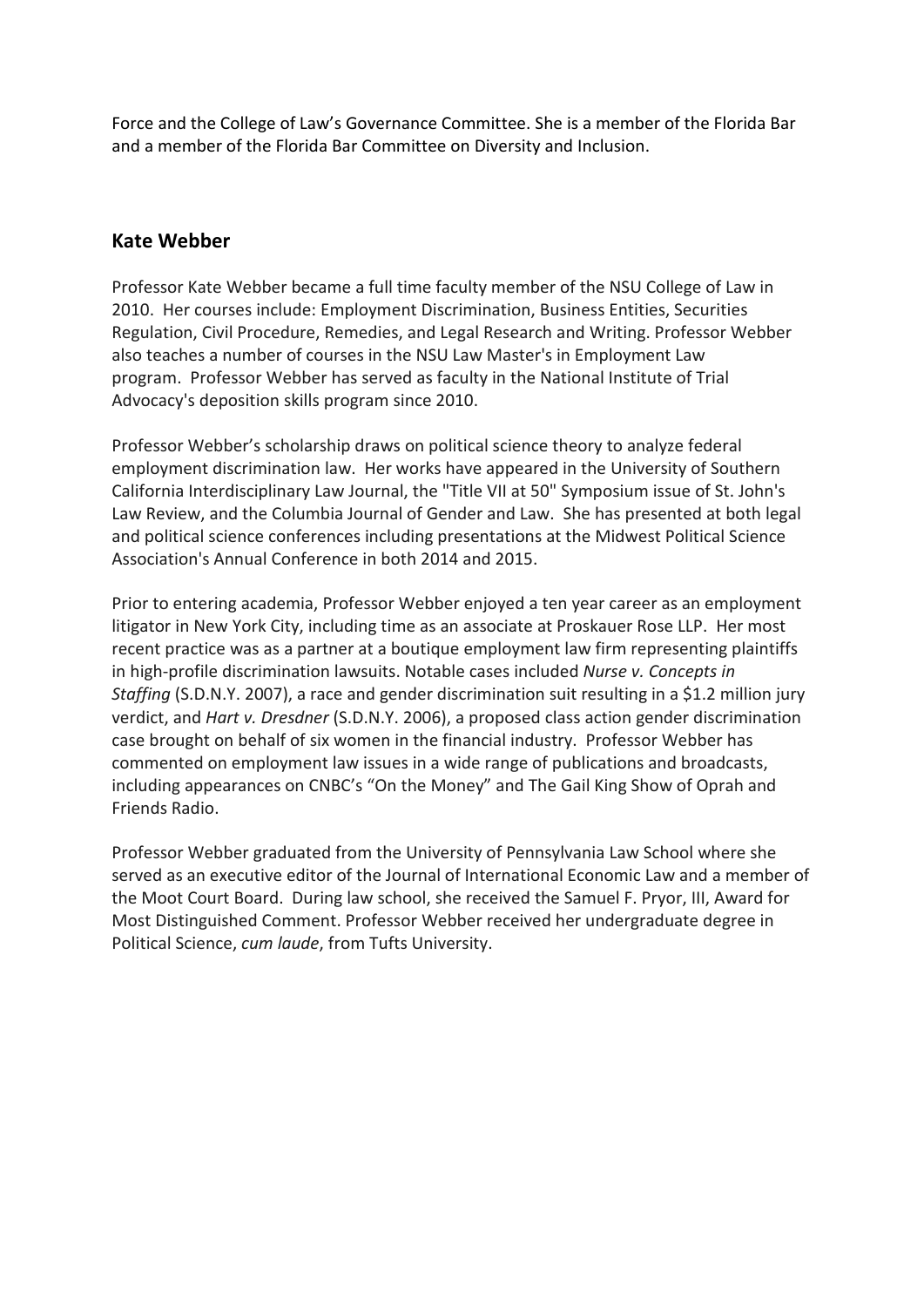Force and the College of Law's Governance Committee. She is a member of the Florida Bar and a member of the Florida Bar Committee on Diversity and Inclusion.

## Kate Webber

Professor Kate Webber became a full time faculty member of the NSU College of Law in 2010. Her courses include: Employment Discrimination, Business Entities, Securities Regulation, Civil Procedure, Remedies, and Legal Research and Writing. Professor Webber also teaches a number of courses in the NSU Law Master's in Employment Law program. Professor Webber has served as faculty in the National Institute of Trial Advocacy's deposition skills program since 2010.

Professor Webber's scholarship draws on political science theory to analyze federal employment discrimination law. Her works have appeared in the University of Southern California Interdisciplinary Law Journal, the "Title VII at 50" Symposium issue of St. John's Law Review, and the Columbia Journal of Gender and Law. She has presented at both legal and political science conferences including presentations at the Midwest Political Science Association's Annual Conference in both 2014 and 2015.

Prior to entering academia, Professor Webber enjoyed a ten year career as an employment litigator in New York City, including time as an associate at Proskauer Rose LLP. Her most recent practice was as a partner at a boutique employment law firm representing plaintiffs in high-profile discrimination lawsuits. Notable cases included *Nurse v. Concepts in Staffing* (S.D.N.Y. 2007), a race and gender discrimination suit resulting in a $1.2 million jury verdict, and *Hart v. Dresdner* (S.D.N.Y. 2006), a proposed class action gender discrimination case brought on behalf of six women in the financial industry. Professor Webber has commented on employment law issues in a wide range of publications and broadcasts, including appearances on CNBC's "On the Money" and The Gail King Show of Oprah and Friends Radio.

Professor Webber graduated from the University of Pennsylvania Law School where she served as an executive editor of the Journal of International Economic Law and a member of the Moot Court Board. During law school, she received the Samuel F. Pryor, III, Award for Most Distinguished Comment. Professor Webber received her undergraduate degree in Political Science, *cum laude*, from Tufts University.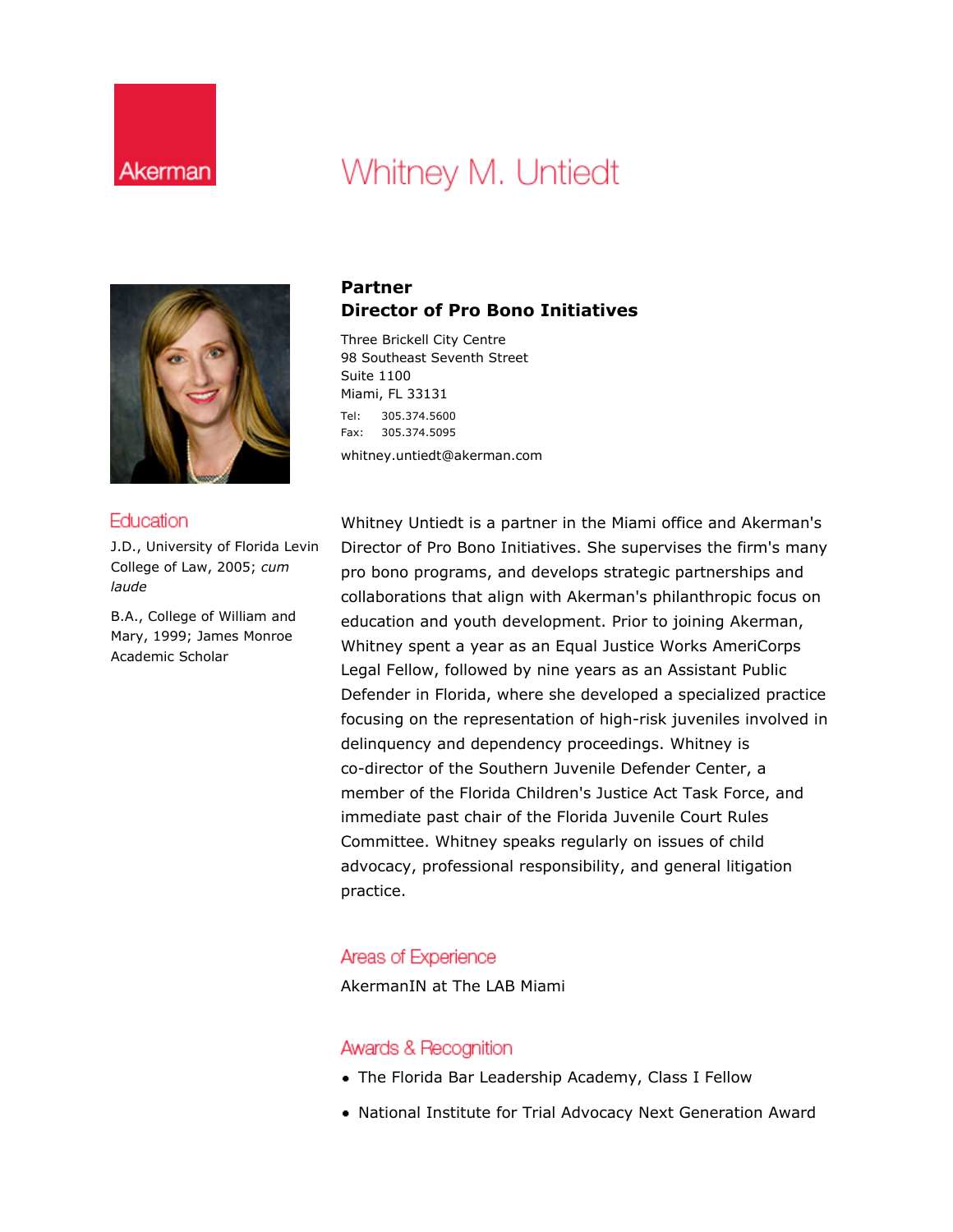Akerman

# Whitney M. Untiedt

**Partner**
**Director of Pro Bono Initiatives**

Three Brickell City Centre
98 Southeast Seventh Street
Suite 1100
Miami, FL 33131

Tel: 305.374.5600
Fax: 305.374.5095

whitney.untiedt@akerman.com

## Education

J.D., University of Florida Levin College of Law, 2005; *cum laude*

B.A., College of William and Mary, 1999; James Monroe Academic Scholar

Whitney Untiedt is a partner in the Miami office and Akerman's Director of Pro Bono Initiatives. She supervises the firm's many pro bono programs, and develops strategic partnerships and collaborations that align with Akerman's philanthropic focus on education and youth development. Prior to joining Akerman, Whitney spent a year as an Equal Justice Works AmeriCorps Legal Fellow, followed by nine years as an Assistant Public Defender in Florida, where she developed a specialized practice focusing on the representation of high-risk juveniles involved in delinquency and dependency proceedings. Whitney is co-director of the Southern Juvenile Defender Center, a member of the Florida Children's Justice Act Task Force, and immediate past chair of the Florida Juvenile Court Rules Committee. Whitney speaks regularly on issues of child advocacy, professional responsibility, and general litigation practice.

## Areas of Experience

AkermanIN at The LAB Miami

## Awards & Recognition

- The Florida Bar Leadership Academy, Class I Fellow
- National Institute for Trial Advocacy Next Generation Award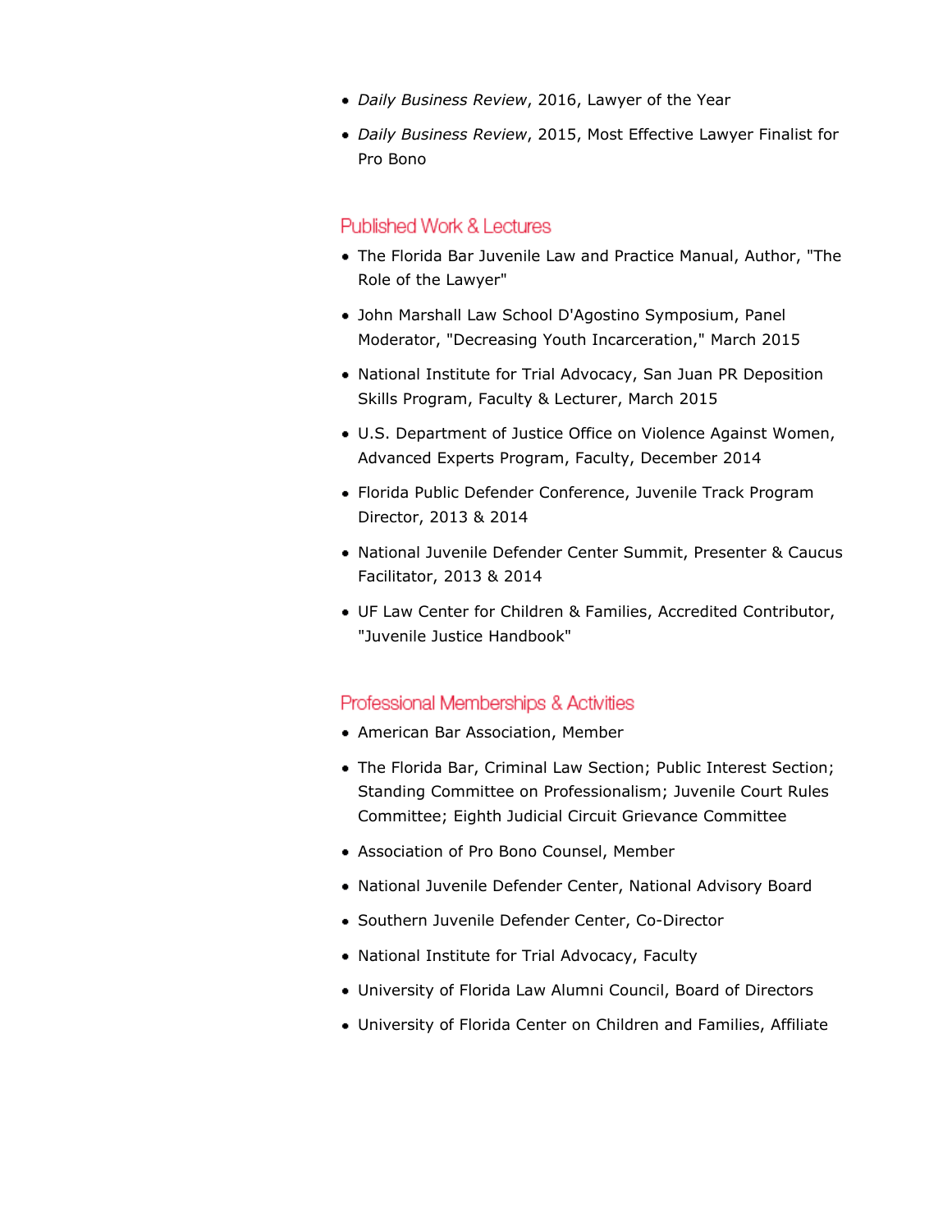- *Daily Business Review*, 2016, Lawyer of the Year
- *Daily Business Review*, 2015, Most Effective Lawyer Finalist for Pro Bono

## Published Work & Lectures

- The Florida Bar Juvenile Law and Practice Manual, Author, "The Role of the Lawyer"
- John Marshall Law School D'Agostino Symposium, Panel Moderator, "Decreasing Youth Incarceration," March 2015
- National Institute for Trial Advocacy, San Juan PR Deposition Skills Program, Faculty & Lecturer, March 2015
- U.S. Department of Justice Office on Violence Against Women, Advanced Experts Program, Faculty, December 2014
- Florida Public Defender Conference, Juvenile Track Program Director, 2013 & 2014
- National Juvenile Defender Center Summit, Presenter & Caucus Facilitator, 2013 & 2014
- UF Law Center for Children & Families, Accredited Contributor, "Juvenile Justice Handbook"

## Professional Memberships & Activities

- American Bar Association, Member
- The Florida Bar, Criminal Law Section; Public Interest Section; Standing Committee on Professionalism; Juvenile Court Rules Committee; Eighth Judicial Circuit Grievance Committee
- Association of Pro Bono Counsel, Member
- National Juvenile Defender Center, National Advisory Board
- Southern Juvenile Defender Center, Co-Director
- National Institute for Trial Advocacy, Faculty
- University of Florida Law Alumni Council, Board of Directors
- University of Florida Center on Children and Families, Affiliate